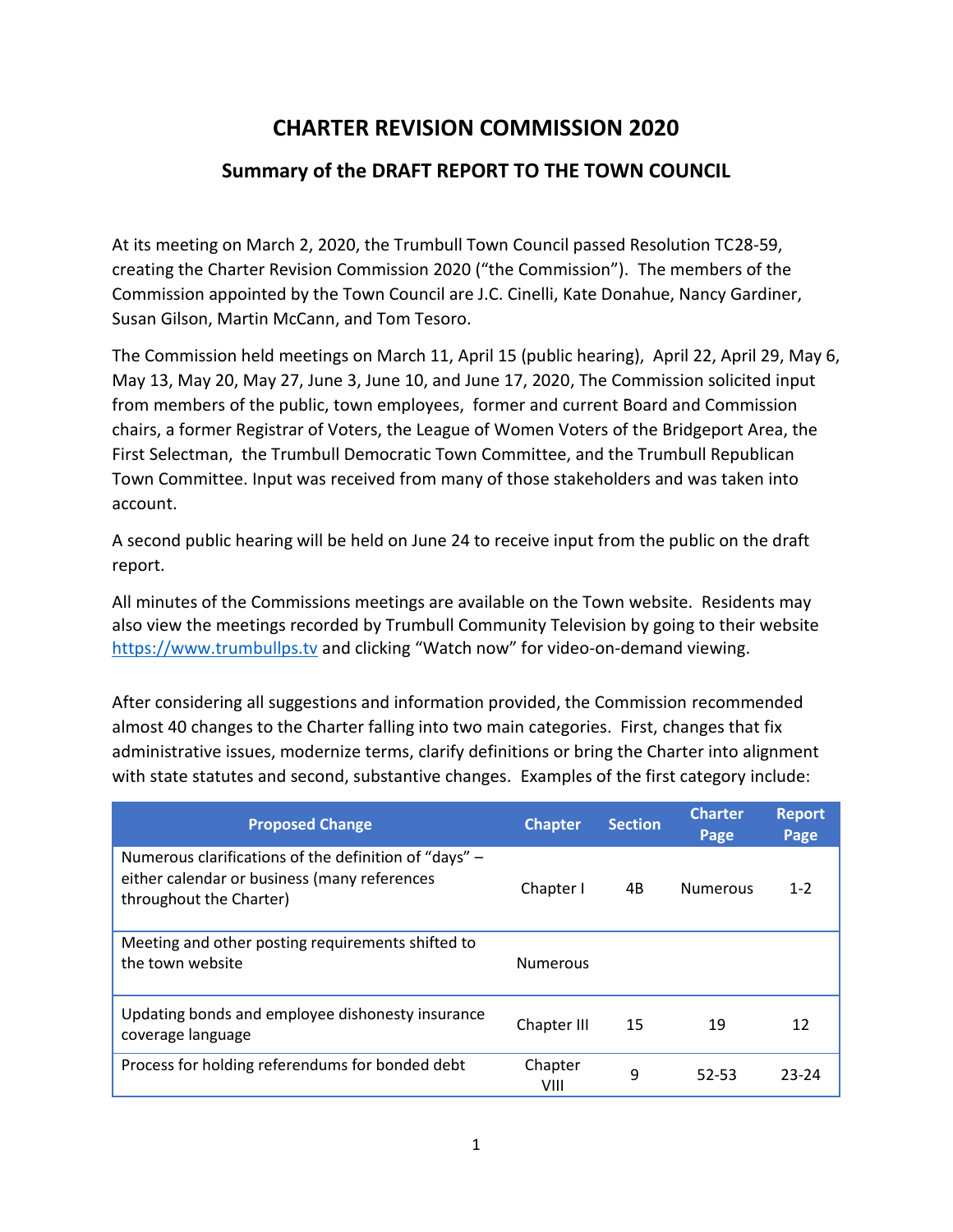# CHARTER REVISION COMMISSION 2020

## Summary of the DRAFT REPORT TO THE TOWN COUNCIL

At its meeting on March 2, 2020, the Trumbull Town Council passed Resolution TC28-59, creating the Charter Revision Commission 2020 ("the Commission"). The members of the Commission appointed by the Town Council are J.C. Cinelli, Kate Donahue, Nancy Gardiner, Susan Gilson, Martin McCann, and Tom Tesoro.

The Commission held meetings on March 11, April 15 (public hearing), April 22, April 29, May 6, May 13, May 20, May 27, June 3, June 10, and June 17, 2020, The Commission solicited input from members of the public, town employees, former and current Board and Commission chairs, a former Registrar of Voters, the League of Women Voters of the Bridgeport Area, the First Selectman, the Trumbull Democratic Town Committee, and the Trumbull Republican Town Committee. Input was received from many of those stakeholders and was taken into account.

A second public hearing will be held on June 24 to receive input from the public on the draft report.

All minutes of the Commissions meetings are available on the Town website. Residents may also view the meetings recorded by Trumbull Community Television by going to their website https://www.trumbullps.tv and clicking "Watch now" for video-on-demand viewing.

After considering all suggestions and information provided, the Commission recommended almost 40 changes to the Charter falling into two main categories. First, changes that fix administrative issues, modernize terms, clarify definitions or bring the Charter into alignment with state statutes and second, substantive changes. Examples of the first category include:

| Proposed Change | Chapter | Section | Charter Page | Report Page |
|---|---|---|---|---|
| Numerous clarifications of the definition of "days" – either calendar or business (many references throughout the Charter) | Chapter I | 4B | Numerous | 1-2 |
| Meeting and other posting requirements shifted to the town website | Numerous | | | |
| Updating bonds and employee dishonesty insurance coverage language | Chapter III | 15 | 19 | 12 |
| Process for holding referendums for bonded debt | Chapter VIII | 9 | 52-53 | 23-24 |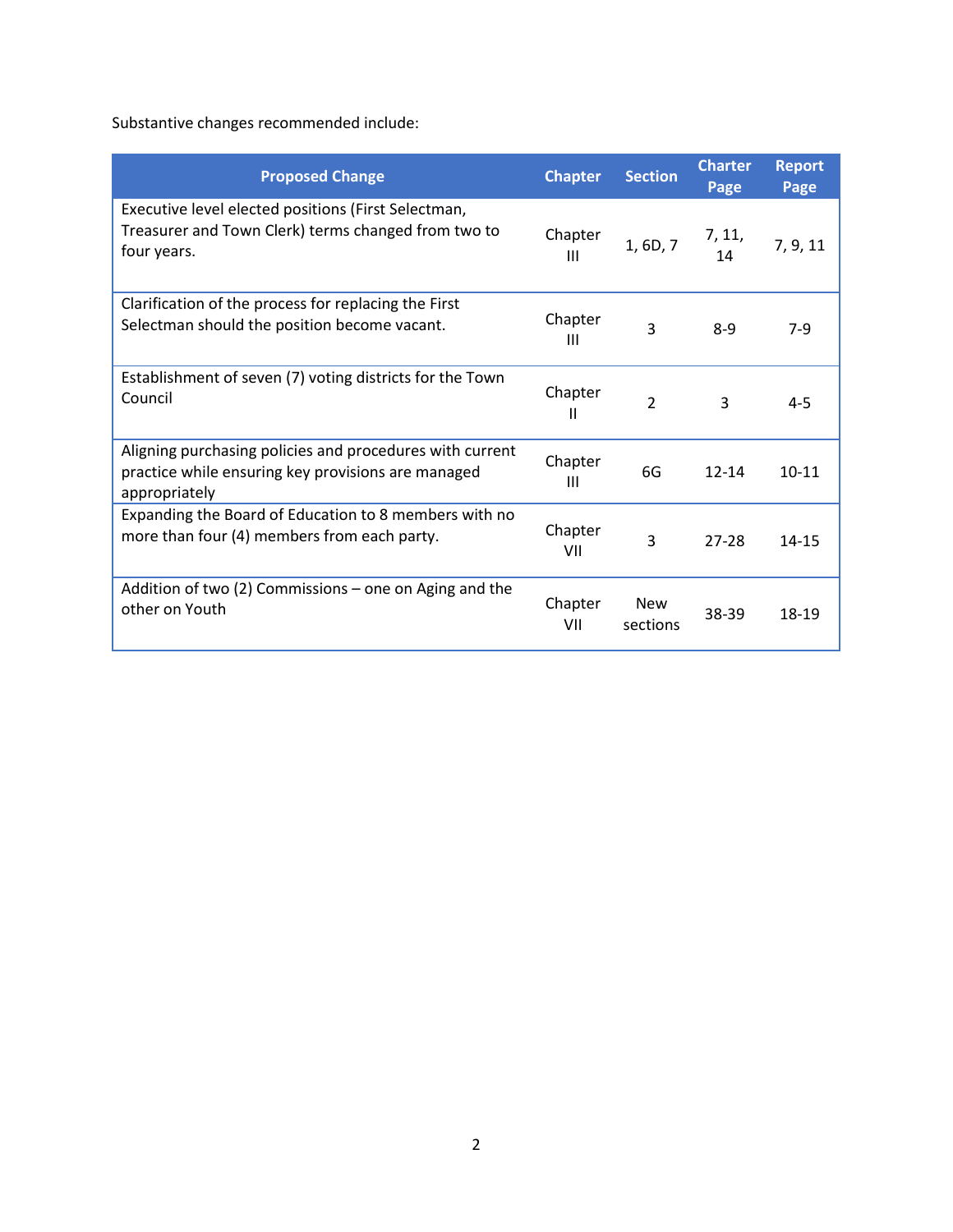Substantive changes recommended include:

| Proposed Change | Chapter | Section | Charter Page | Report Page |
|---|---|---|---|---|
| Executive level elected positions (First Selectman, Treasurer and Town Clerk) terms changed from two to four years. | Chapter III | 1, 6D, 7 | 7, 11, 14 | 7, 9, 11 |
| Clarification of the process for replacing the First Selectman should the position become vacant. | Chapter III | 3 | 8-9 | 7-9 |
| Establishment of seven (7) voting districts for the Town Council | Chapter II | 2 | 3 | 4-5 |
| Aligning purchasing policies and procedures with current practice while ensuring key provisions are managed appropriately | Chapter III | 6G | 12-14 | 10-11 |
| Expanding the Board of Education to 8 members with no more than four (4) members from each party. | Chapter VII | 3 | 27-28 | 14-15 |
| Addition of two (2) Commissions – one on Aging and the other on Youth | Chapter VII | New sections | 38-39 | 18-19 |